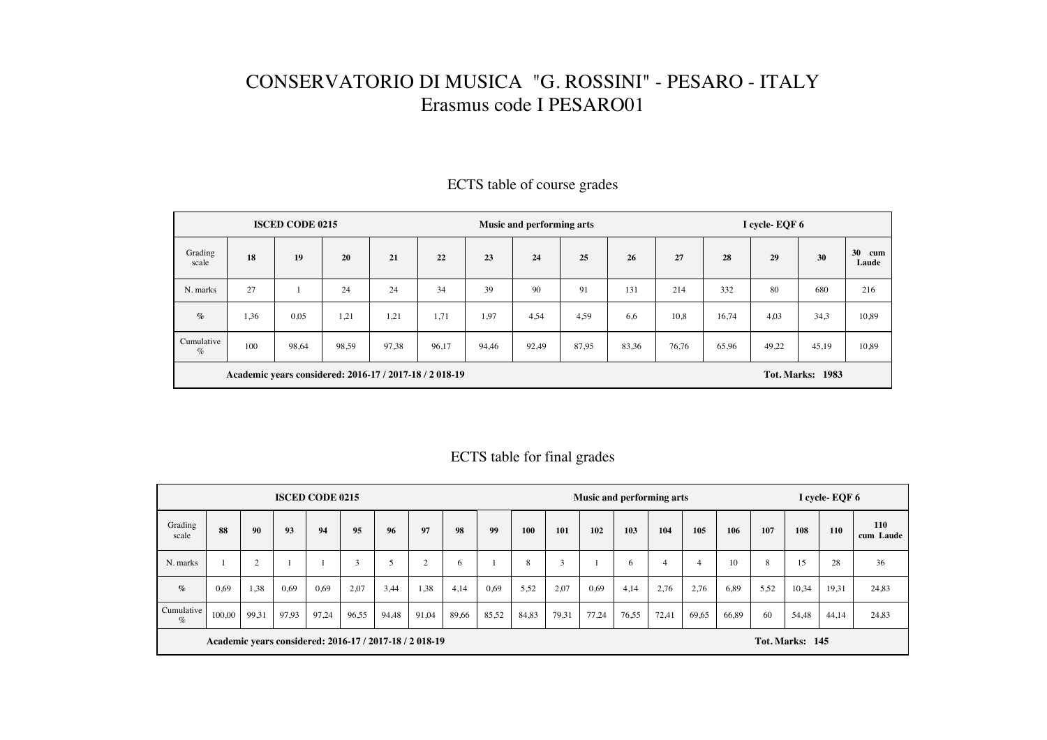# CONSERVATORIO DI MUSICA "G. ROSSINI" - PESARO - ITALY

## Erasmus code I PESARO01

### ECTS table of course grades

| ISCED CODE 0215 | | | | | | Music and performing arts | | | | | I cycle- EQF 6 | | | |
|---|---|---|---|---|---|---|---|---|---|---|---|---|---|---|
| Grading scale | **18** | **19** | **20** | **21** | **22** | **23** | **24** | **25** | **26** | **27** | **28** | **29** | **30** | **30 cum Laude** |
| N. marks | 27 | 1 | 24 | 24 | 34 | 39 | 90 | 91 | 131 | 214 | 332 | 80 | 680 | 216 |
| **%** | 1,36 | 0,05 | 1,21 | 1,21 | 1,71 | 1,97 | 4,54 | 4,59 | 6,6 | 10,8 | 16,74 | 4,03 | 34,3 | 10,89 |
| Cumulative % | 100 | 98,64 | 98,59 | 97,38 | 96,17 | 94,46 | 92,49 | 87,95 | 83,36 | 76,76 | 65,96 | 49,22 | 45,19 | 10,89 |
| **Academic years considered: 2016-17 / 2017-18 / 2 018-19** | | | | | | | | | | | **Tot. Marks: 1983** | | | |

### ECTS table for final grades

| ISCED CODE 0215 | | | | | | | | | | | Music and performing arts | | | | | | I cycle- EQF 6 | | | |
|---|---|---|---|---|---|---|---|---|---|---|---|---|---|---|---|---|---|---|---|---|
| Grading scale | **88** | **90** | **93** | **94** | **95** | **96** | **97** | **98** | **99** | **100** | **101** | **102** | **103** | **104** | **105** | **106** | **107** | **108** | **110** | **110 cum Laude** |
| N. marks | 1 | 2 | 1 | 1 | 3 | 5 | 2 | 6 | 1 | 8 | 3 | 1 | 6 | 4 | 4 | 10 | 8 | 15 | 28 | 36 |
| **%** | 0,69 | 1,38 | 0,69 | 0,69 | 2,07 | 3,44 | 1,38 | 4,14 | 0,69 | 5,52 | 2,07 | 0,69 | 4,14 | 2,76 | 2,76 | 6,89 | 5,52 | 10,34 | 19,31 | 24,83 |
| Cumulative % | 100,00 | 99,31 | 97,93 | 97,24 | 96,55 | 94,48 | 91,04 | 89,66 | 85,52 | 84,83 | 79,31 | 77,24 | 76,55 | 72,41 | 69,65 | 66,89 | 60 | 54,48 | 44,14 | 24,83 |
| **Academic years considered: 2016-17 / 2017-18 / 2 018-19** | | | | | | | | | | | | | | | | | **Tot. Marks: 145** | | | |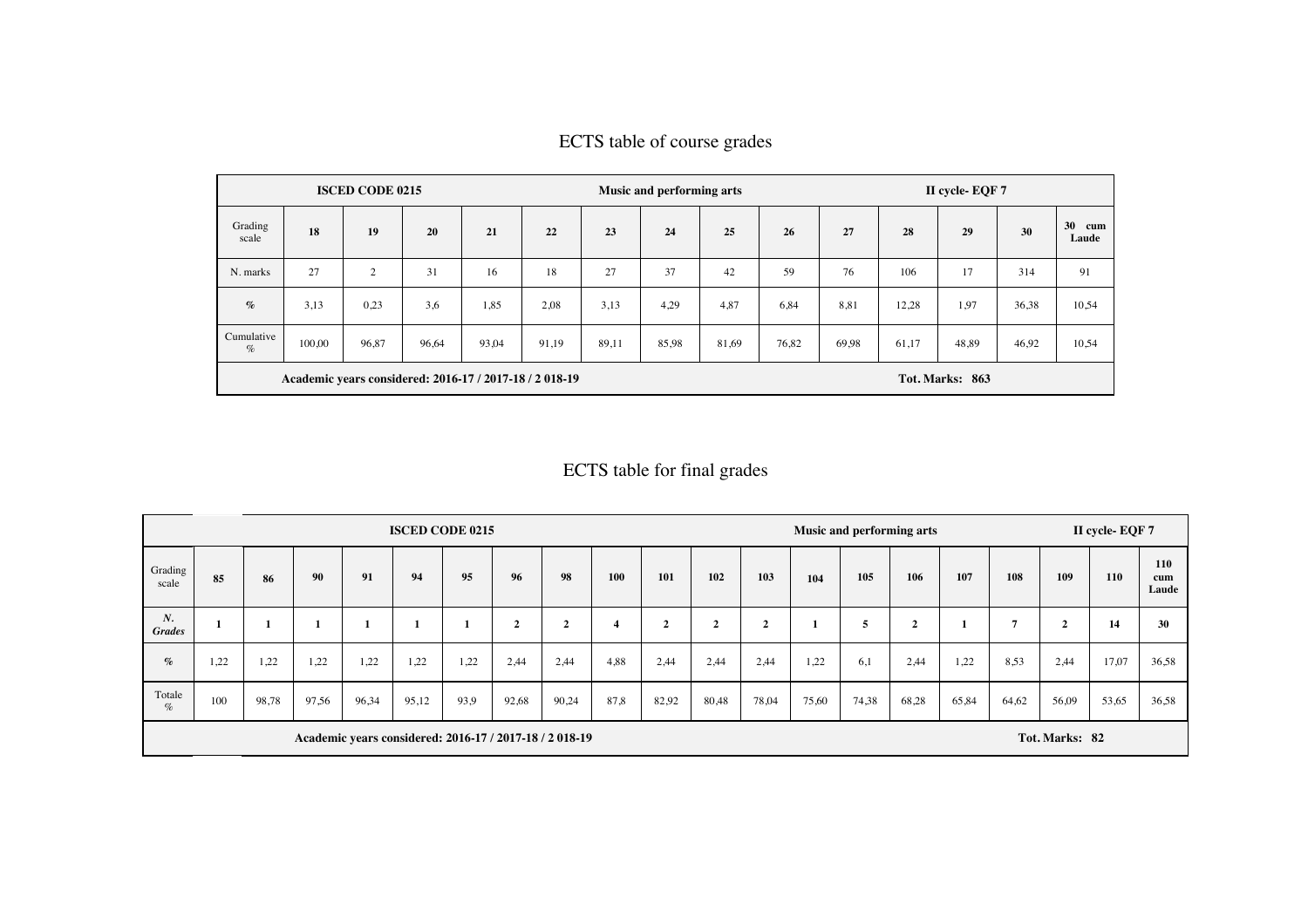## ECTS table of course grades

| ISCED CODE 0215 | | | | | | Music and performing arts | | | | II cycle- EQF 7 | | | | |
|---|---|---|---|---|---|---|---|---|---|---|---|---|---|---|
| Grading scale | **18** | **19** | **20** | **21** | **22** | **23** | **24** | **25** | **26** | **27** | **28** | **29** | **30** | **30 cum Laude** |
| N. marks | 27 | 2 | 31 | 16 | 18 | 27 | 37 | 42 | 59 | 76 | 106 | 17 | 314 | 91 |
| **%** | 3,13 | 0,23 | 3,6 | 1,85 | 2,08 | 3,13 | 4,29 | 4,87 | 6,84 | 8,81 | 12,28 | 1,97 | 36,38 | 10,54 |
| Cumulative % | 100,00 | 96,87 | 96,64 | 93,04 | 91,19 | 89,11 | 85,98 | 81,69 | 76,82 | 69,98 | 61,17 | 48,89 | 46,92 | 10,54 |
| **Academic years considered: 2016-17 / 2017-18 / 2 018-19** | | | | | | | | | | **Tot. Marks: 863** | | | | |

## ECTS table for final grades

| ISCED CODE 0215 | | | | | | | | | | | | | Music and performing arts | | | | | II cycle- EQF 7 | | |
|---|---|---|---|---|---|---|---|---|---|---|---|---|---|---|---|---|---|---|---|---|
| Grading scale | **85** | **86** | **90** | **91** | **94** | **95** | **96** | **98** | **100** | **101** | **102** | **103** | **104** | **105** | **106** | **107** | **108** | **109** | **110** | **110 cum Laude** |
| ***N. Grades*** | **1** | **1** | **1** | **1** | **1** | **1** | **2** | **2** | **4** | **2** | **2** | **2** | **1** | **5** | **2** | **1** | **7** | **2** | **14** | **30** |
| **%** | 1,22 | 1,22 | 1,22 | 1,22 | 1,22 | 1,22 | 2,44 | 2,44 | 4,88 | 2,44 | 2,44 | 2,44 | 1,22 | 6,1 | 2,44 | 1,22 | 8,53 | 2,44 | 17,07 | 36,58 |
| Totale % | 100 | 98,78 | 97,56 | 96,34 | 95,12 | 93,9 | 92,68 | 90,24 | 87,8 | 82,92 | 80,48 | 78,04 | 75,60 | 74,38 | 68,28 | 65,84 | 64,62 | 56,09 | 53,65 | 36,58 |
| **Academic years considered: 2016-17 / 2017-18 / 2 018-19** | | | | | | | | | | | | | | | | | | **Tot. Marks: 82** | | |